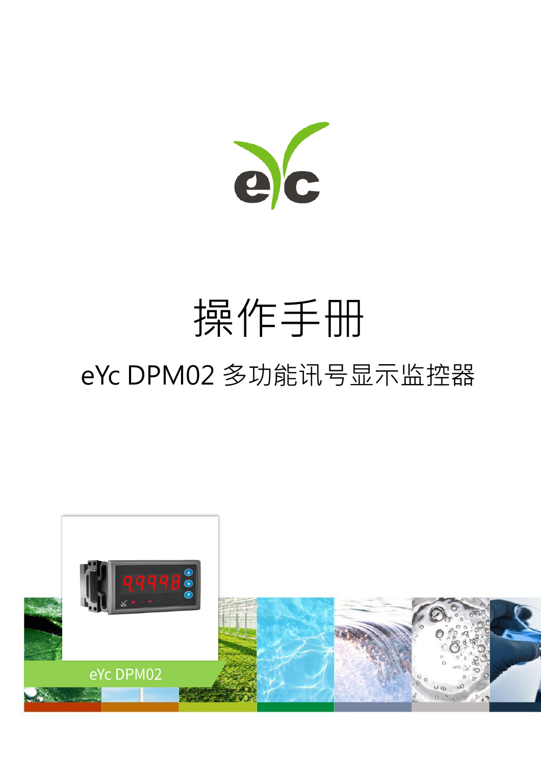# 操作手册

## eYc DPM02 多功能讯号显示监控器

eYc DPM02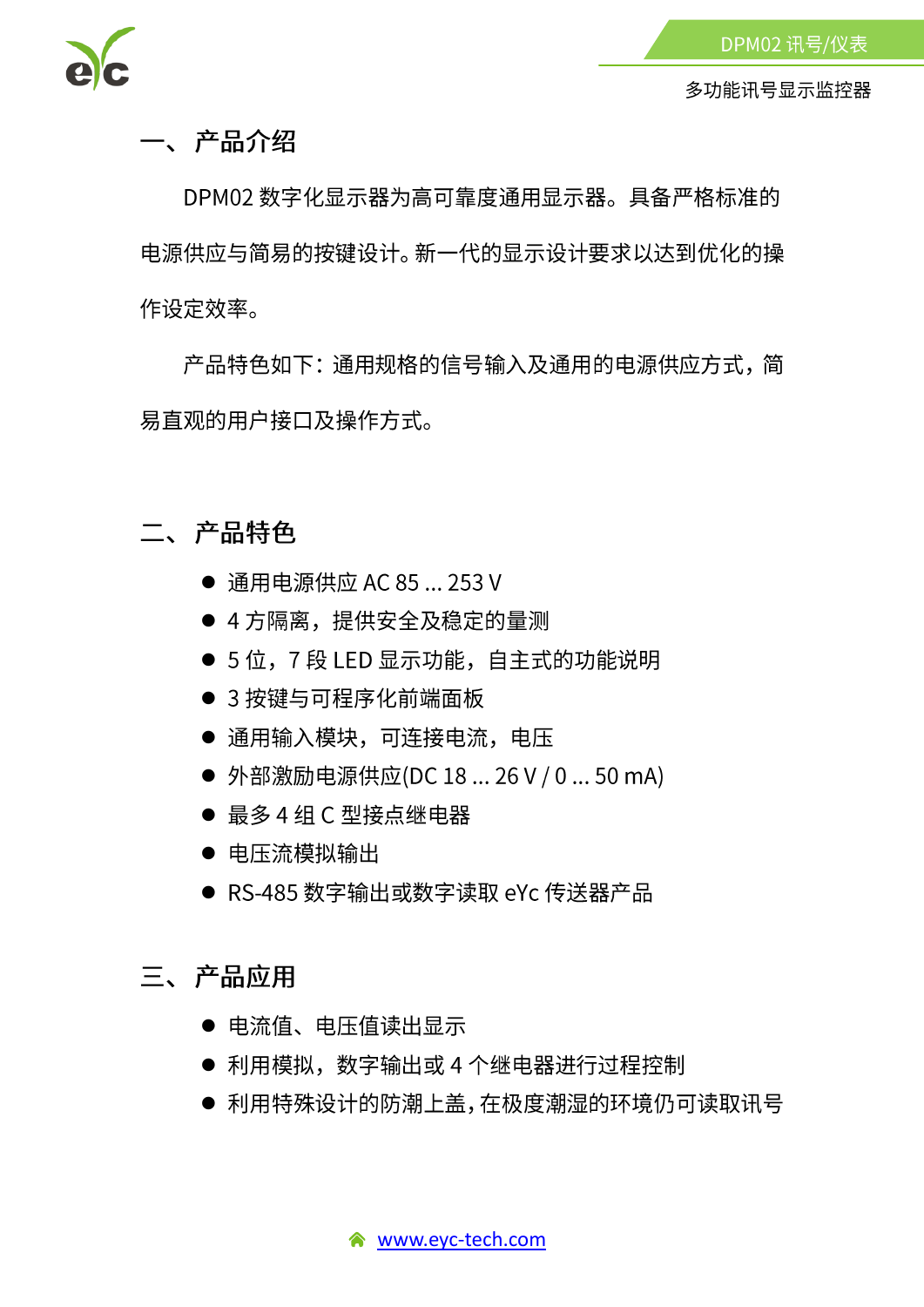## 一、 产品介绍

DPM02 数字化显示器为高可靠度通用显示器。具备严格标准的电源供应与简易的按键设计。新一代的显示设计要求以达到优化的操作设定效率。

产品特色如下：通用规格的信号输入及通用的电源供应方式，简易直观的用户接口及操作方式。

## 二、 产品特色

- 通用电源供应 AC 85 ... 253 V
- 4 方隔离，提供安全及稳定的量测
- 5 位，7 段 LED 显示功能，自主式的功能说明
- 3 按键与可程序化前端面板
- 通用输入模块，可连接电流，电压
- 外部激励电源供应(DC 18 ... 26 V / 0 ... 50 mA)
- 最多 4 组 C 型接点继电器
- 电压流模拟输出
- RS-485 数字输出或数字读取 eYc 传送器产品

## 三、 产品应用

- 电流值、电压值读出显示
- 利用模拟，数字输出或 4 个继电器进行过程控制
- 利用特殊设计的防潮上盖，在极度潮湿的环境仍可读取讯号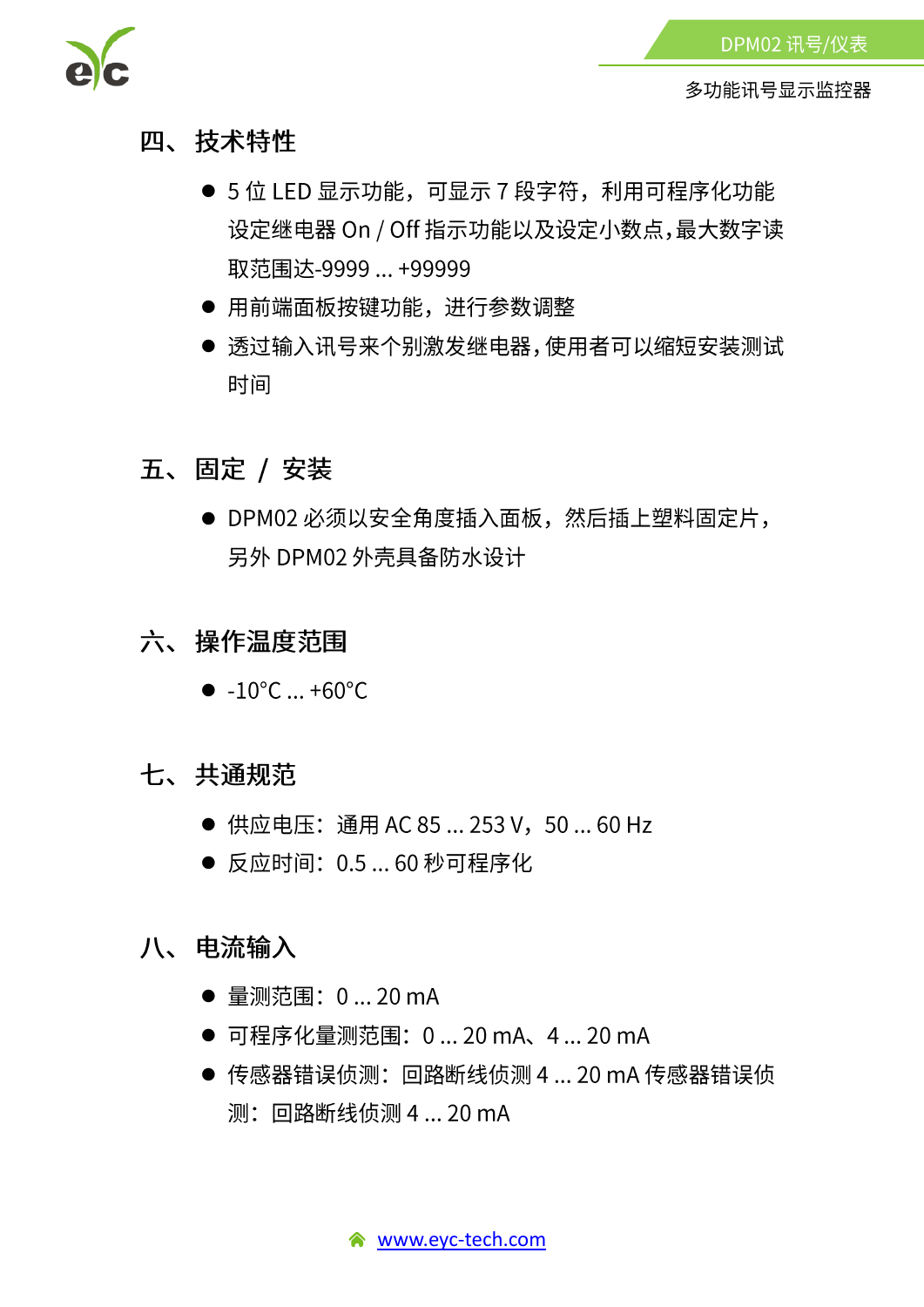## 四、技术特性

- 5 位 LED 显示功能，可显示 7 段字符，利用可程序化功能设定继电器 On / Off 指示功能以及设定小数点，最大数字读取范围达-9999 ... +99999
- 用前端面板按键功能，进行参数调整
- 透过输入讯号来个别激发继电器，使用者可以缩短安装测试时间

## 五、固定 / 安装

- DPM02 必须以安全角度插入面板，然后插上塑料固定片，另外 DPM02 外壳具备防水设计

## 六、操作温度范围

- -10°C ... +60°C

## 七、共通规范

- 供应电压：通用 AC 85 ... 253 V，50 ... 60 Hz
- 反应时间：0.5 ... 60 秒可程序化

## 八、电流输入

- 量测范围：0 ... 20 mA
- 可程序化量测范围：0 ... 20 mA、4 ... 20 mA
- 传感器错误侦测：回路断线侦测 4 ... 20 mA 传感器错误侦测：回路断线侦测 4 ... 20 mA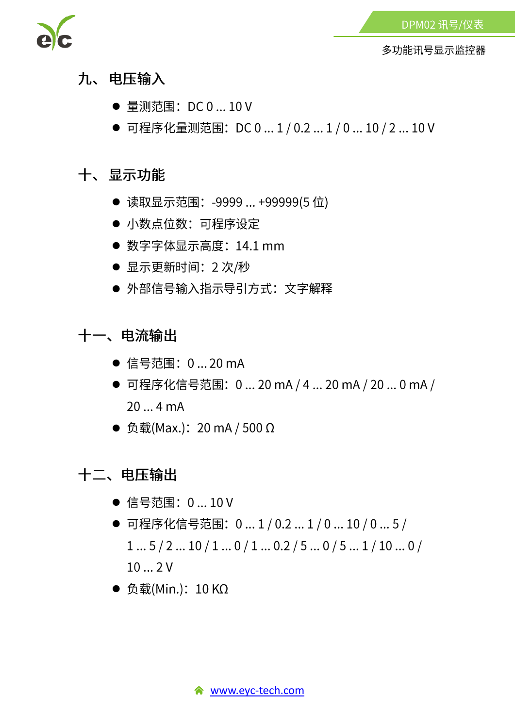## 九、 电压输入

- 量测范围：DC 0 ... 10 V
- 可程序化量测范围：DC 0 ... 1 / 0.2 ... 1 / 0 ... 10 / 2 ... 10 V

## 十、 显示功能

- 读取显示范围：-9999 ... +99999(5 位)
- 小数点位数：可程序设定
- 数字字体显示高度：14.1 mm
- 显示更新时间：2 次/秒
- 外部信号输入指示导引方式：文字解释

## 十一、电流输出

- 信号范围：0 ... 20 mA
- 可程序化信号范围：0 ... 20 mA / 4 ... 20 mA / 20 ... 0 mA / 20 ... 4 mA
- 负载(Max.)：20 mA / 500 Ω

## 十二、电压输出

- 信号范围：0 ... 10 V
- 可程序化信号范围：0 ... 1 / 0.2 ... 1 / 0 ... 10 / 0 ... 5 / 1 ... 5 / 2 ... 10 / 1 ... 0 / 1 ... 0.2 / 5 ... 0 / 5 ... 1 / 10 ... 0 / 10 ... 2 V
- 负载(Min.)：10 KΩ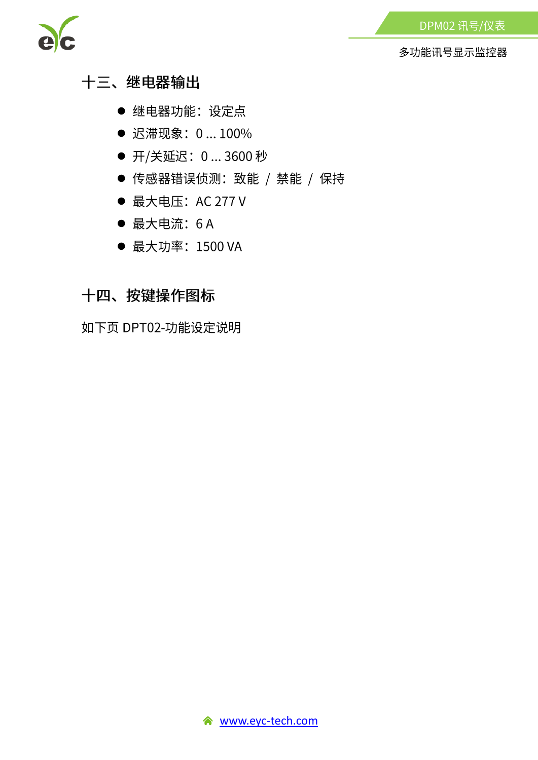## 十三、继电器输出

- 继电器功能：设定点
- 迟滞现象：0 ... 100%
- 开/关延迟：0 ... 3600 秒
- 传感器错误侦测：致能 / 禁能 / 保持
- 最大电压：AC 277 V
- 最大电流：6 A
- 最大功率：1500 VA

## 十四、按键操作图标

如下页 DPT02-功能设定说明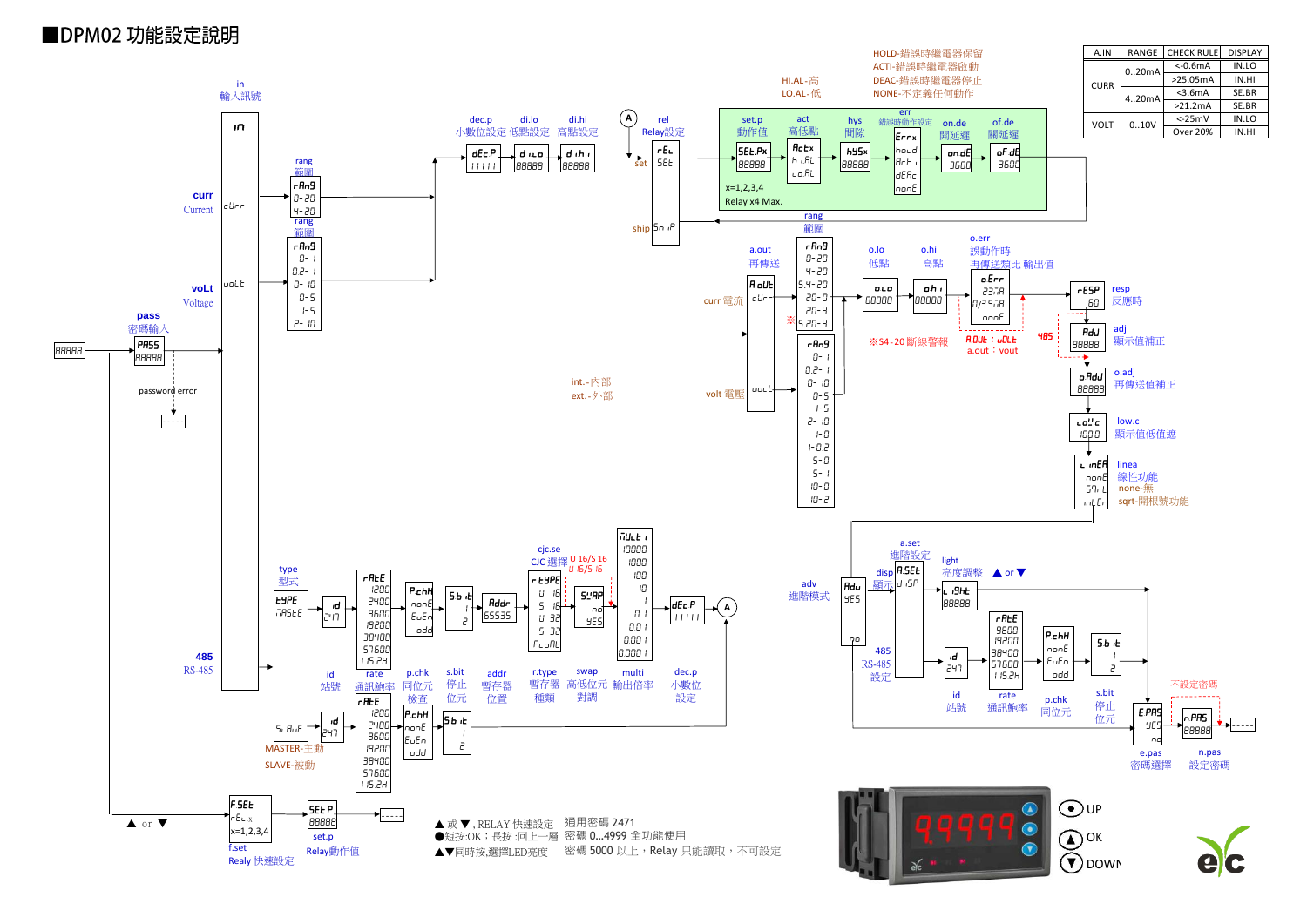# ■DPM02 功能設定說明

| A.IN | RANGE | CHECK RULE | DISPLAY |
|---|---|---|---|
| CURR | 0..20mA | <-0.6mA | IN.LO |
| | | >25.05mA | IN.HI |
| | 4..20mA | <3.6mA | SE.BR |
| | | >21.2mA | SE.BR |
| VOLT | 0..10V | <-25mV | IN.LO |
| | | Over 20% | IN.HI |

HOLD-錯誤時繼電器保留
ACTI-錯誤時繼電器啟動
DEAC-錯誤時繼電器停止
NONE-不定義任何動作

HI.AL-高
LO.AL-低

in 輸入訊號

- curr Current — cUrr
  - rang 範圍: 0-20, 4-20
- voLt Voltage — uoLt
  - rang 範圍: 0-1, 0.2-1, 0-10, 0-5, 1-5, 2-10

pass 密碼輸入 — PASS 88888
password error

dec.p 小數位設定 — dEcP 11111
di.lo 低點設定 — di.Lo 88888
di.hi 高點設定 — di.hi 88888

rel Relay設定 — rEL
- set — SEt
  - set.p 動作值 — SEt.Px 88888
  - act 高低點 — Actx hiAL / LoAL
  - hys 間隙 — hYSx 88888
  - err 錯誤時動作設定 — Errx hoLd / Act / dEAc / nonE
  - on.de 開延遲 — ondE 3600
  - of.de 關延遲 — oFdE 3600
  - x=1,2,3,4
  - Relay x4 Max.
- ship — ShiP

a.out 再傳送 — AoUt
- curr 電流 — cUrr
  - rang 範圍: 0-20, 4-20, 5.4-20, 20-0, 20-4, ※5.20-4
- volt 電壓 — uoLt
  - rang: 0-1, 0.2-1, 0-10, 0-5, 1-5, 2-10, 1-0, 1-0.2, 5-0, 5-1, 10-0, 10-2

o.lo 低點 — oLo 88888
o.hi 高點 — ohi 88888
o.err 誤動作時 再傳送類比 輸出值 — oErr 23mA / 0/3.5mA / nonE

※S4-20 斷線警報

A.OUt：uOLt
a.out：vout
485

resp 反應時 — rESP 60
adj 顯示值補正 — AdJ 88888
o.adj 再傳送值補正 — oAdJ 88888
low.c 顯示值低值遮 — LoWc 100.0
linea 線性功能 — LinEA nonE / SqrL / intEr
- none-無
- sqrt-開根號功能

int.-內部
ext.-外部

485 RS-485
- type 型式 — tYPE mAStE / SLAvE
  - MASTER-主動
  - SLAVE-被動
- MASTER:
  - id 站號 — id 247
  - rate 通訊鮑率 — rAtE 1200 / 2400 / 9600 / 19200 / 38400 / 57600 / 115.2K
  - p.chk 同位元檢查 — PchK nonE / EvEn / odd
  - s.bit 停止位元 — Sbit 1 / 2
  - addr 暫存器位置 — Addr 65535
  - cjc.se CJC 選擇 (U 16/S 16, U 16/S 16)
  - r.type 暫存器種類 — rtYPE U 16 / S 16 / U 32 / S 32 / FLoAt
  - swap 高低位元對調 — SWAP no / YES
  - multi 輸出倍率 — muLti 10000 / 1000 / 100 / 10 / 1 / 0.1 / 0.01 / 0.001 / 0.0001
  - dec.p 小數位設定 — dEcP 11111
- SLAVE:
  - id — id 247
  - rate — rAtE 1200 / 2400 / 9600 / 19200 / 38400 / 57600 / 115.2K
  - p.chk — PchK nonE / EvEn / odd
  - s.bit — Sbit 1 / 2

adv 進階模式 — Adv YES / no
- a.set 進階設定 — ASEt
  - disp 顯示 — diSP
    - light 亮度調整 ▲ or ▼ — LiGht 88888
  - 485 RS-485設定
    - id 站號 — id 247
    - rate 通訊鮑率 — rAtE 9600 / 19200 / 38400 / 57600 / 115.2K
    - p.chk 同位元 — PchK nonE / EvEn / odd
    - s.bit 停止位元 — Sbit 1 / 2
  - e.pas 密碼選擇 — EPAS YES / no
  - n.pas 設定密碼 — nPAS 88888
  - 不設定密碼

▲ or ▼
- f.set Realy 快速設定 — FSEt rEL.x, x=1,2,3,4
- set.p Relay動作值 — SEtP 88888

▲ 或 ▼，RELAY 快速設定
●短按:OK；長按:回上一層
▲▼同時按,選擇LED亮度

通用密碼 2471
密碼 0...4999 全功能使用
密碼 5000 以上，Relay 只能讀取，不可設定

UP
OK
DOWN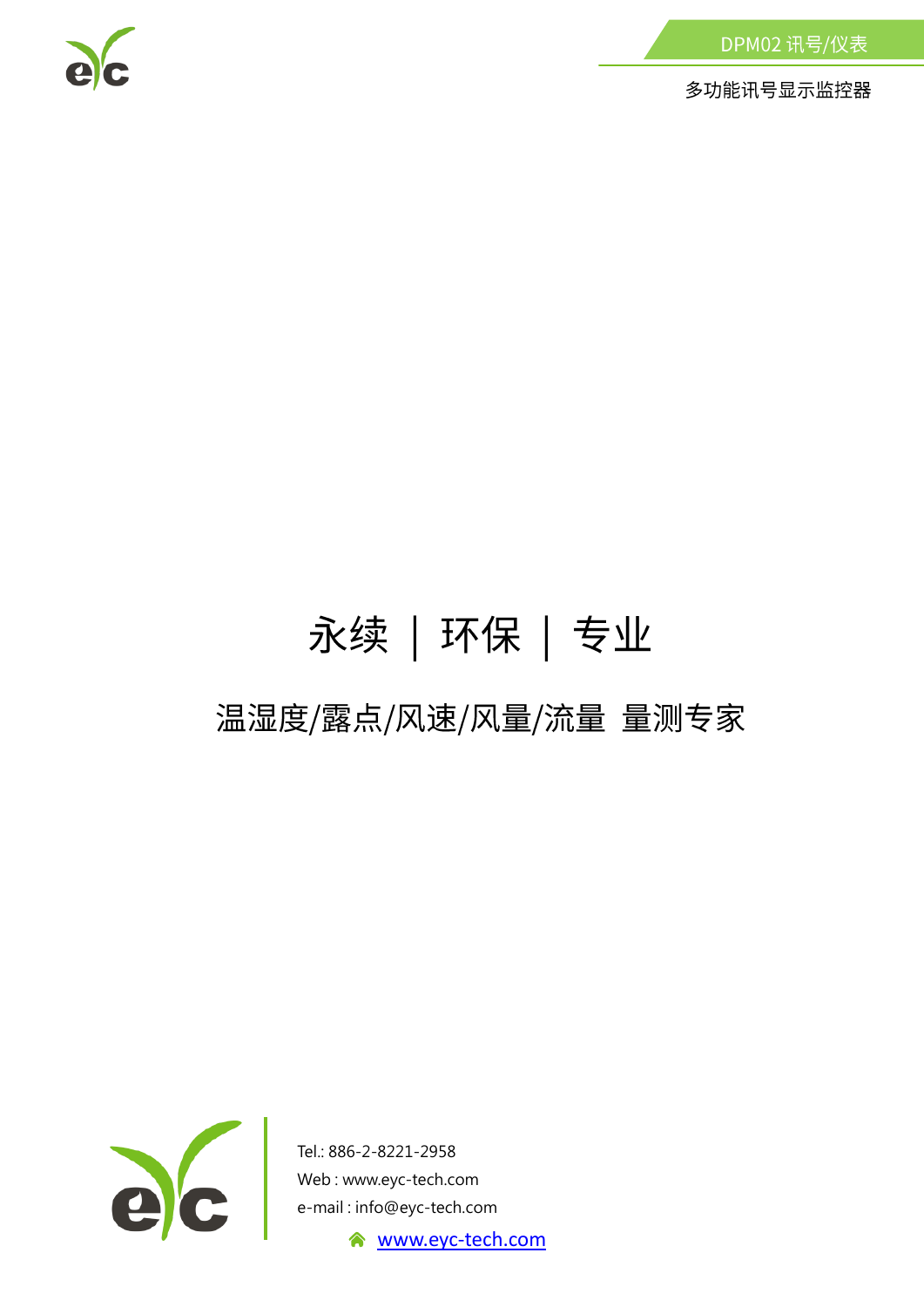永续 | 环保 | 专业

温湿度/露点/风速/风量/流量 量测专家

Tel.: 886-2-8221-2958

Web : www.eyc-tech.com

e-mail : info@eyc-tech.com

www.eyc-tech.com